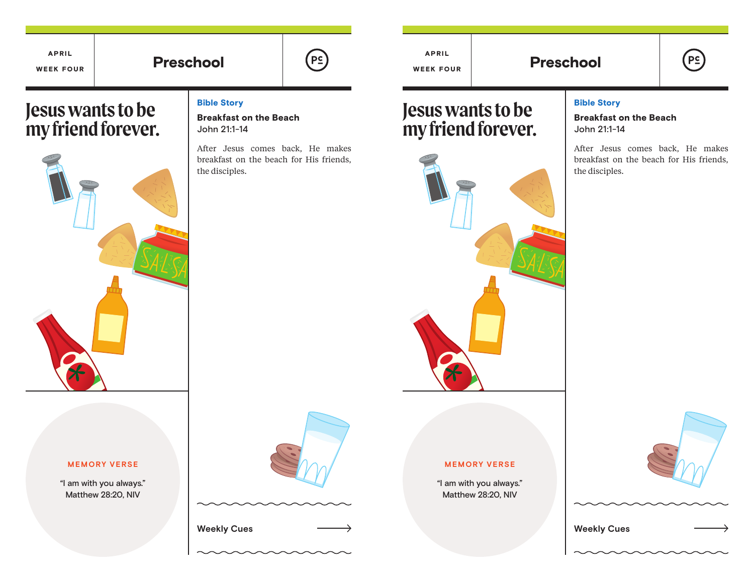APRIL

WEEK FOUR

# Preschool

## Jesus wants to be my friend forever.

### Bible Story

**Breakfast on the Beach**

John 21:1-14

After Jesus comes back, He makes breakfast on the beach for His friends, the disciples.

MEMORY VERSE

"I am with you always."
Matthew 28:20, NIV

Weekly Cues →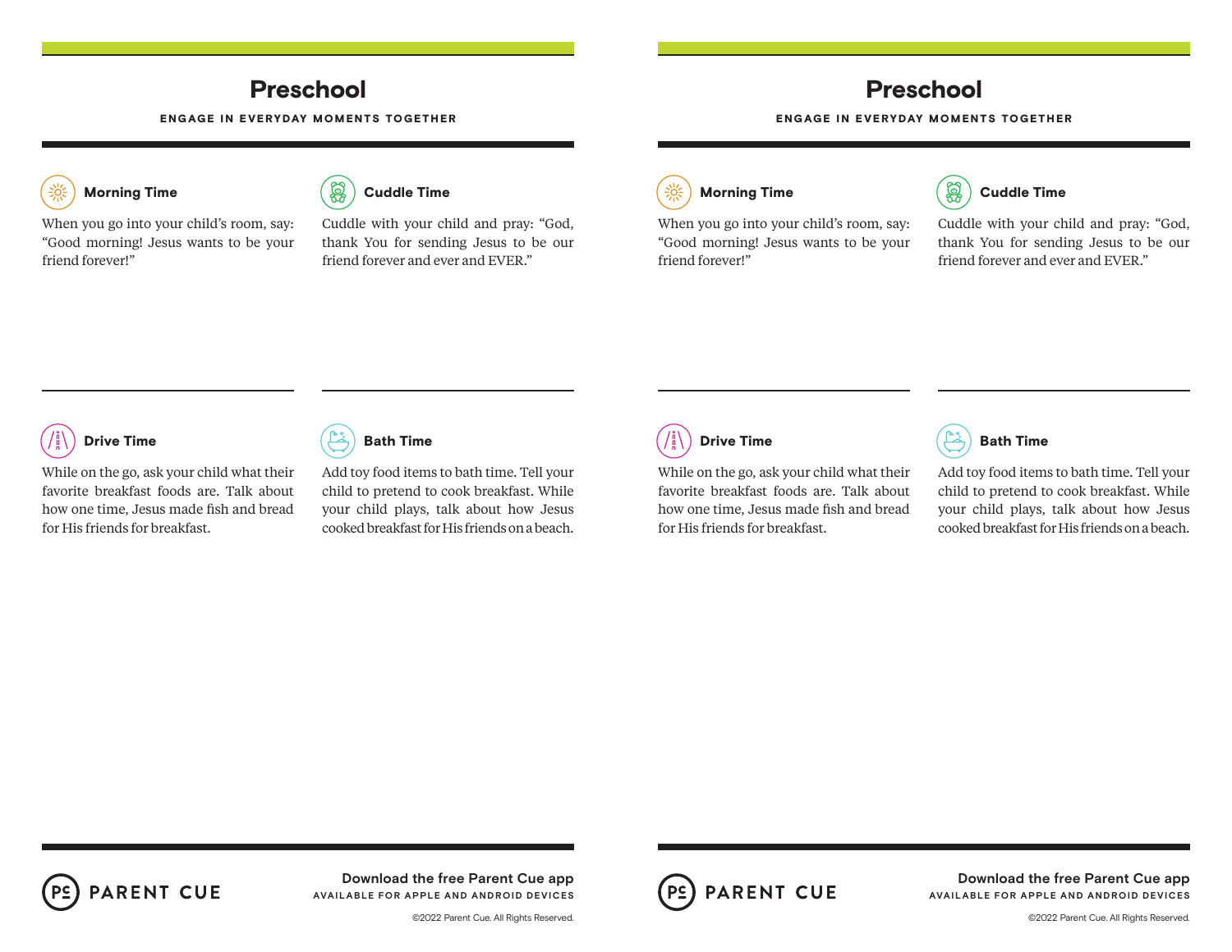# Preschool

**ENGAGE IN EVERYDAY MOMENTS TOGETHER**

### Morning Time

When you go into your child's room, say: "Good morning! Jesus wants to be your friend forever!"

### Cuddle Time

Cuddle with your child and pray: "God, thank You for sending Jesus to be our friend forever and ever and EVER."

### Drive Time

While on the go, ask your child what their favorite breakfast foods are. Talk about how one time, Jesus made fish and bread for His friends for breakfast.

### Bath Time

Add toy food items to bath time. Tell your child to pretend to cook breakfast. While your child plays, talk about how Jesus cooked breakfast for His friends on a beach.

PARENT CUE

**Download the free Parent Cue app**
AVAILABLE FOR APPLE AND ANDROID DEVICES

©2022 Parent Cue. All Rights Reserved.

# Preschool

**ENGAGE IN EVERYDAY MOMENTS TOGETHER**

### Morning Time

When you go into your child's room, say: "Good morning! Jesus wants to be your friend forever!"

### Cuddle Time

Cuddle with your child and pray: "God, thank You for sending Jesus to be our friend forever and ever and EVER."

### Drive Time

While on the go, ask your child what their favorite breakfast foods are. Talk about how one time, Jesus made fish and bread for His friends for breakfast.

### Bath Time

Add toy food items to bath time. Tell your child to pretend to cook breakfast. While your child plays, talk about how Jesus cooked breakfast for His friends on a beach.

PARENT CUE

**Download the free Parent Cue app**
AVAILABLE FOR APPLE AND ANDROID DEVICES

©2022 Parent Cue. All Rights Reserved.